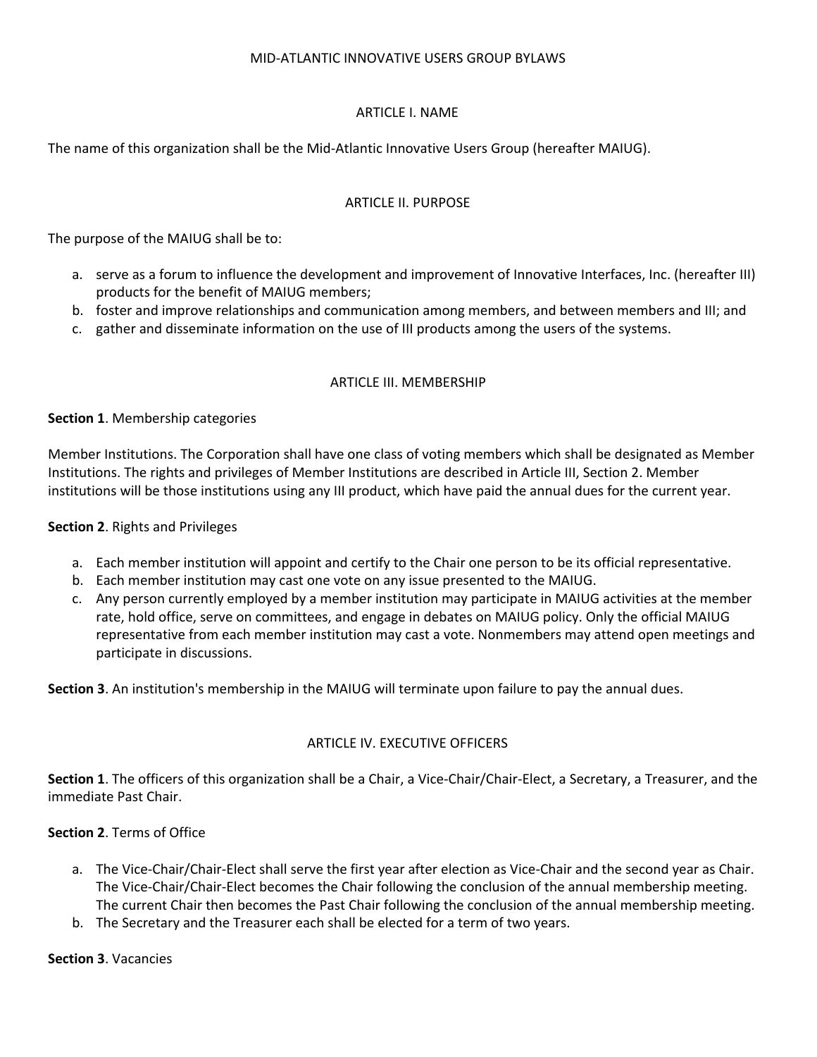# MID-ATLANTIC INNOVATIVE USERS GROUP BYLAWS

## ARTICLE I. NAME

The name of this organization shall be the Mid-Atlantic Innovative Users Group (hereafter MAIUG).

## ARTICLE II. PURPOSE

The purpose of the MAIUG shall be to:

a. serve as a forum to influence the development and improvement of Innovative Interfaces, Inc. (hereafter III) products for the benefit of MAIUG members;
b. foster and improve relationships and communication among members, and between members and III; and
c. gather and disseminate information on the use of III products among the users of the systems.

## ARTICLE III. MEMBERSHIP

**Section 1**. Membership categories

Member Institutions. The Corporation shall have one class of voting members which shall be designated as Member Institutions. The rights and privileges of Member Institutions are described in Article III, Section 2. Member institutions will be those institutions using any III product, which have paid the annual dues for the current year.

**Section 2**. Rights and Privileges

a. Each member institution will appoint and certify to the Chair one person to be its official representative.
b. Each member institution may cast one vote on any issue presented to the MAIUG.
c. Any person currently employed by a member institution may participate in MAIUG activities at the member rate, hold office, serve on committees, and engage in debates on MAIUG policy. Only the official MAIUG representative from each member institution may cast a vote. Nonmembers may attend open meetings and participate in discussions.

**Section 3**. An institution's membership in the MAIUG will terminate upon failure to pay the annual dues.

## ARTICLE IV. EXECUTIVE OFFICERS

**Section 1**. The officers of this organization shall be a Chair, a Vice-Chair/Chair-Elect, a Secretary, a Treasurer, and the immediate Past Chair.

**Section 2**. Terms of Office

a. The Vice-Chair/Chair-Elect shall serve the first year after election as Vice-Chair and the second year as Chair. The Vice-Chair/Chair-Elect becomes the Chair following the conclusion of the annual membership meeting. The current Chair then becomes the Past Chair following the conclusion of the annual membership meeting.
b. The Secretary and the Treasurer each shall be elected for a term of two years.

**Section 3**. Vacancies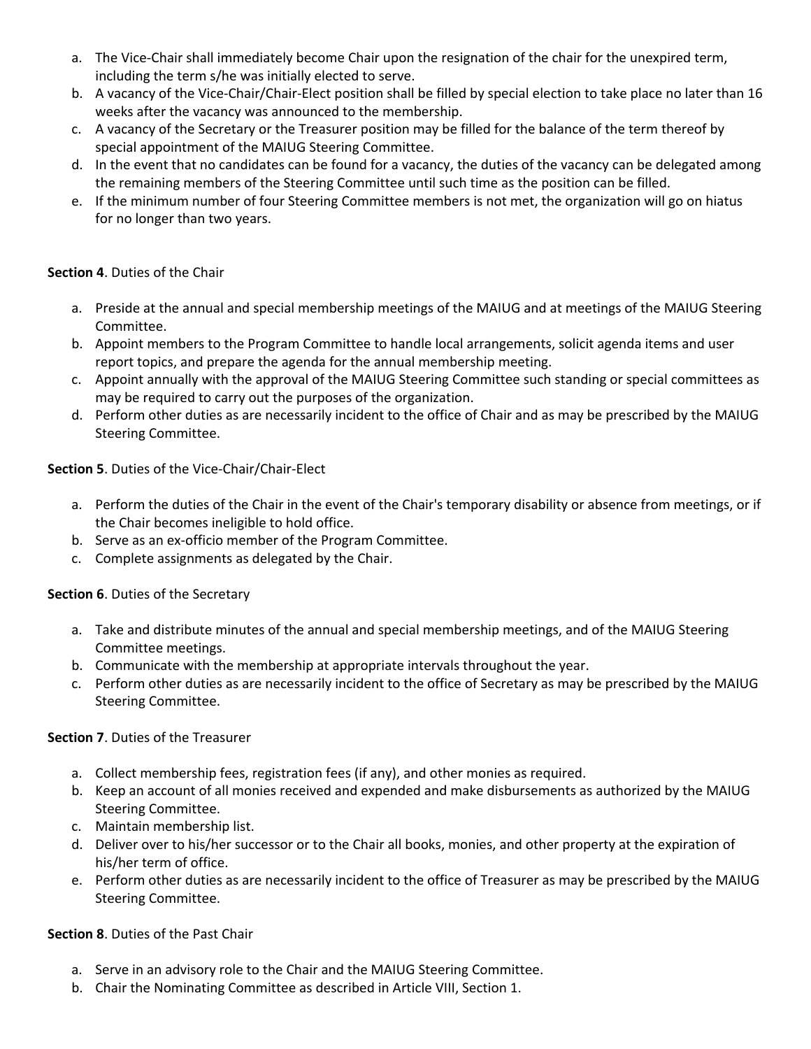a. The Vice-Chair shall immediately become Chair upon the resignation of the chair for the unexpired term, including the term s/he was initially elected to serve.
b. A vacancy of the Vice-Chair/Chair-Elect position shall be filled by special election to take place no later than 16 weeks after the vacancy was announced to the membership.
c. A vacancy of the Secretary or the Treasurer position may be filled for the balance of the term thereof by special appointment of the MAIUG Steering Committee.
d. In the event that no candidates can be found for a vacancy, the duties of the vacancy can be delegated among the remaining members of the Steering Committee until such time as the position can be filled.
e. If the minimum number of four Steering Committee members is not met, the organization will go on hiatus for no longer than two years.

**Section 4**. Duties of the Chair

a. Preside at the annual and special membership meetings of the MAIUG and at meetings of the MAIUG Steering Committee.
b. Appoint members to the Program Committee to handle local arrangements, solicit agenda items and user report topics, and prepare the agenda for the annual membership meeting.
c. Appoint annually with the approval of the MAIUG Steering Committee such standing or special committees as may be required to carry out the purposes of the organization.
d. Perform other duties as are necessarily incident to the office of Chair and as may be prescribed by the MAIUG Steering Committee.

**Section 5**. Duties of the Vice-Chair/Chair-Elect

a. Perform the duties of the Chair in the event of the Chair's temporary disability or absence from meetings, or if the Chair becomes ineligible to hold office.
b. Serve as an ex-officio member of the Program Committee.
c. Complete assignments as delegated by the Chair.

**Section 6**. Duties of the Secretary

a. Take and distribute minutes of the annual and special membership meetings, and of the MAIUG Steering Committee meetings.
b. Communicate with the membership at appropriate intervals throughout the year.
c. Perform other duties as are necessarily incident to the office of Secretary as may be prescribed by the MAIUG Steering Committee.

**Section 7**. Duties of the Treasurer

a. Collect membership fees, registration fees (if any), and other monies as required.
b. Keep an account of all monies received and expended and make disbursements as authorized by the MAIUG Steering Committee.
c. Maintain membership list.
d. Deliver over to his/her successor or to the Chair all books, monies, and other property at the expiration of his/her term of office.
e. Perform other duties as are necessarily incident to the office of Treasurer as may be prescribed by the MAIUG Steering Committee.

**Section 8**. Duties of the Past Chair

a. Serve in an advisory role to the Chair and the MAIUG Steering Committee.
b. Chair the Nominating Committee as described in Article VIII, Section 1.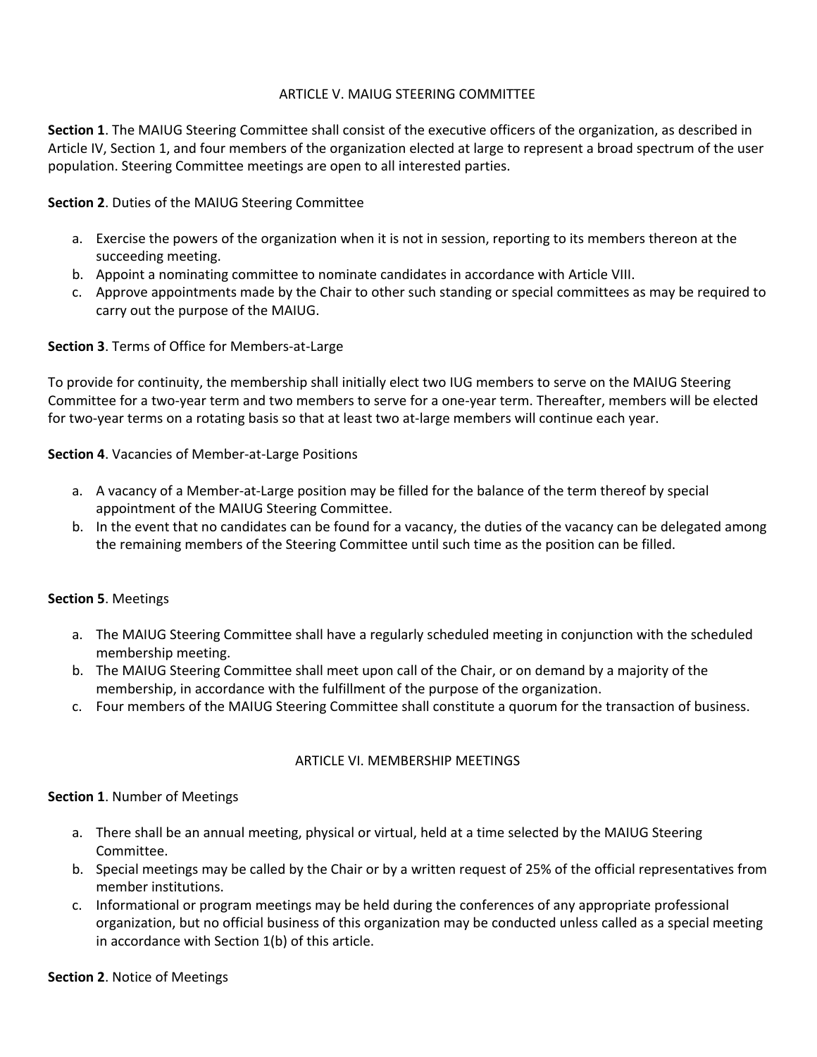## ARTICLE V. MAIUG STEERING COMMITTEE

**Section 1**. The MAIUG Steering Committee shall consist of the executive officers of the organization, as described in Article IV, Section 1, and four members of the organization elected at large to represent a broad spectrum of the user population. Steering Committee meetings are open to all interested parties.

**Section 2**. Duties of the MAIUG Steering Committee

a. Exercise the powers of the organization when it is not in session, reporting to its members thereon at the succeeding meeting.
b. Appoint a nominating committee to nominate candidates in accordance with Article VIII.
c. Approve appointments made by the Chair to other such standing or special committees as may be required to carry out the purpose of the MAIUG.

**Section 3**. Terms of Office for Members-at-Large

To provide for continuity, the membership shall initially elect two IUG members to serve on the MAIUG Steering Committee for a two-year term and two members to serve for a one-year term. Thereafter, members will be elected for two-year terms on a rotating basis so that at least two at-large members will continue each year.

**Section 4**. Vacancies of Member-at-Large Positions

a. A vacancy of a Member-at-Large position may be filled for the balance of the term thereof by special appointment of the MAIUG Steering Committee.
b. In the event that no candidates can be found for a vacancy, the duties of the vacancy can be delegated among the remaining members of the Steering Committee until such time as the position can be filled.

**Section 5**. Meetings

a. The MAIUG Steering Committee shall have a regularly scheduled meeting in conjunction with the scheduled membership meeting.
b. The MAIUG Steering Committee shall meet upon call of the Chair, or on demand by a majority of the membership, in accordance with the fulfillment of the purpose of the organization.
c. Four members of the MAIUG Steering Committee shall constitute a quorum for the transaction of business.

## ARTICLE VI. MEMBERSHIP MEETINGS

**Section 1**. Number of Meetings

a. There shall be an annual meeting, physical or virtual, held at a time selected by the MAIUG Steering Committee.
b. Special meetings may be called by the Chair or by a written request of 25% of the official representatives from member institutions.
c. Informational or program meetings may be held during the conferences of any appropriate professional organization, but no official business of this organization may be conducted unless called as a special meeting in accordance with Section 1(b) of this article.

**Section 2**. Notice of Meetings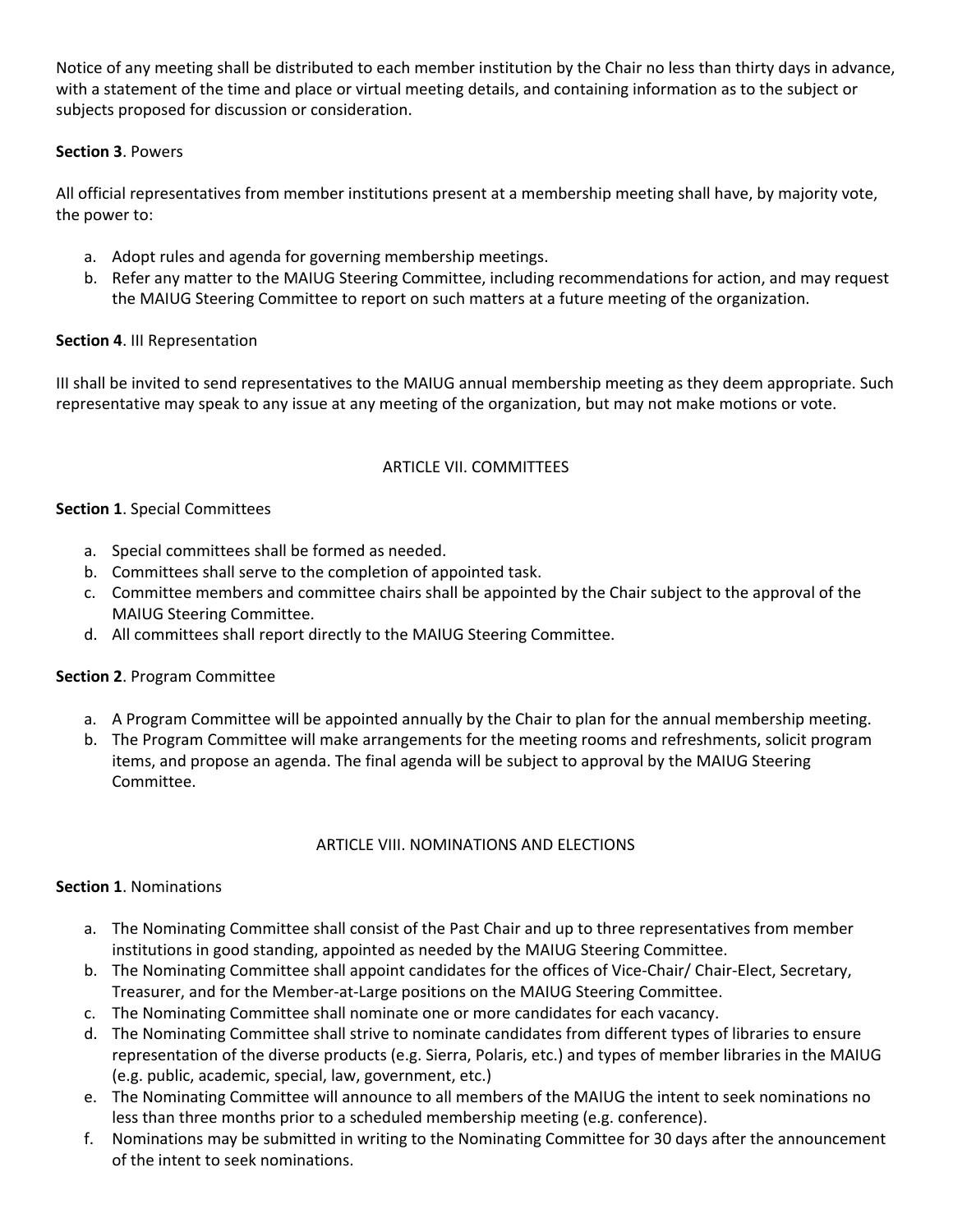Notice of any meeting shall be distributed to each member institution by the Chair no less than thirty days in advance, with a statement of the time and place or virtual meeting details, and containing information as to the subject or subjects proposed for discussion or consideration.

**Section 3**. Powers

All official representatives from member institutions present at a membership meeting shall have, by majority vote, the power to:

a. Adopt rules and agenda for governing membership meetings.
b. Refer any matter to the MAIUG Steering Committee, including recommendations for action, and may request the MAIUG Steering Committee to report on such matters at a future meeting of the organization.

**Section 4**. III Representation

III shall be invited to send representatives to the MAIUG annual membership meeting as they deem appropriate. Such representative may speak to any issue at any meeting of the organization, but may not make motions or vote.

## ARTICLE VII. COMMITTEES

**Section 1**. Special Committees

a. Special committees shall be formed as needed.
b. Committees shall serve to the completion of appointed task.
c. Committee members and committee chairs shall be appointed by the Chair subject to the approval of the MAIUG Steering Committee.
d. All committees shall report directly to the MAIUG Steering Committee.

**Section 2**. Program Committee

a. A Program Committee will be appointed annually by the Chair to plan for the annual membership meeting.
b. The Program Committee will make arrangements for the meeting rooms and refreshments, solicit program items, and propose an agenda. The final agenda will be subject to approval by the MAIUG Steering Committee.

## ARTICLE VIII. NOMINATIONS AND ELECTIONS

**Section 1**. Nominations

a. The Nominating Committee shall consist of the Past Chair and up to three representatives from member institutions in good standing, appointed as needed by the MAIUG Steering Committee.
b. The Nominating Committee shall appoint candidates for the offices of Vice-Chair/ Chair-Elect, Secretary, Treasurer, and for the Member-at-Large positions on the MAIUG Steering Committee.
c. The Nominating Committee shall nominate one or more candidates for each vacancy.
d. The Nominating Committee shall strive to nominate candidates from different types of libraries to ensure representation of the diverse products (e.g. Sierra, Polaris, etc.) and types of member libraries in the MAIUG (e.g. public, academic, special, law, government, etc.)
e. The Nominating Committee will announce to all members of the MAIUG the intent to seek nominations no less than three months prior to a scheduled membership meeting (e.g. conference).
f. Nominations may be submitted in writing to the Nominating Committee for 30 days after the announcement of the intent to seek nominations.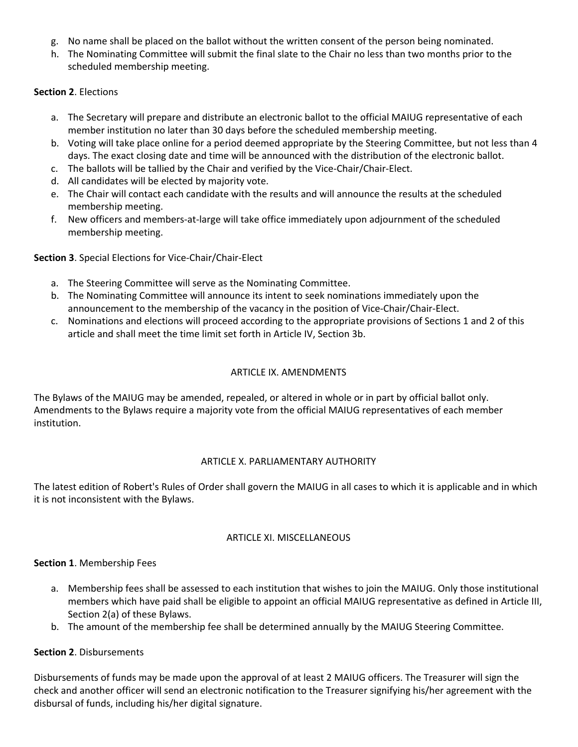g. No name shall be placed on the ballot without the written consent of the person being nominated.
h. The Nominating Committee will submit the final slate to the Chair no less than two months prior to the scheduled membership meeting.

**Section 2**. Elections

a. The Secretary will prepare and distribute an electronic ballot to the official MAIUG representative of each member institution no later than 30 days before the scheduled membership meeting.
b. Voting will take place online for a period deemed appropriate by the Steering Committee, but not less than 4 days. The exact closing date and time will be announced with the distribution of the electronic ballot.
c. The ballots will be tallied by the Chair and verified by the Vice-Chair/Chair-Elect.
d. All candidates will be elected by majority vote.
e. The Chair will contact each candidate with the results and will announce the results at the scheduled membership meeting.
f. New officers and members-at-large will take office immediately upon adjournment of the scheduled membership meeting.

**Section 3**. Special Elections for Vice-Chair/Chair-Elect

a. The Steering Committee will serve as the Nominating Committee.
b. The Nominating Committee will announce its intent to seek nominations immediately upon the announcement to the membership of the vacancy in the position of Vice-Chair/Chair-Elect.
c. Nominations and elections will proceed according to the appropriate provisions of Sections 1 and 2 of this article and shall meet the time limit set forth in Article IV, Section 3b.

## ARTICLE IX. AMENDMENTS

The Bylaws of the MAIUG may be amended, repealed, or altered in whole or in part by official ballot only. Amendments to the Bylaws require a majority vote from the official MAIUG representatives of each member institution.

## ARTICLE X. PARLIAMENTARY AUTHORITY

The latest edition of Robert's Rules of Order shall govern the MAIUG in all cases to which it is applicable and in which it is not inconsistent with the Bylaws.

## ARTICLE XI. MISCELLANEOUS

**Section 1**. Membership Fees

a. Membership fees shall be assessed to each institution that wishes to join the MAIUG. Only those institutional members which have paid shall be eligible to appoint an official MAIUG representative as defined in Article III, Section 2(a) of these Bylaws.
b. The amount of the membership fee shall be determined annually by the MAIUG Steering Committee.

**Section 2**. Disbursements

Disbursements of funds may be made upon the approval of at least 2 MAIUG officers. The Treasurer will sign the check and another officer will send an electronic notification to the Treasurer signifying his/her agreement with the disbursal of funds, including his/her digital signature.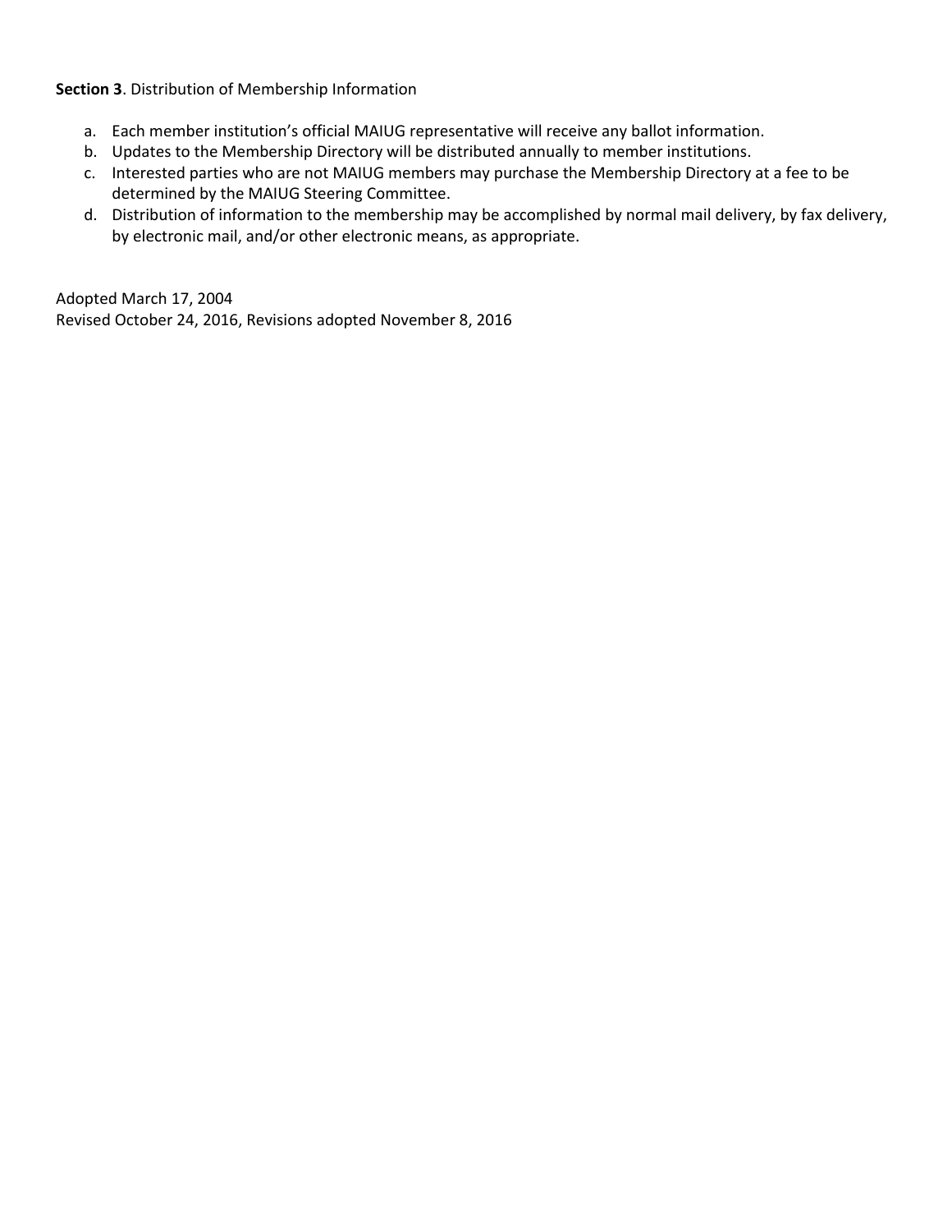**Section 3**. Distribution of Membership Information

a. Each member institution's official MAIUG representative will receive any ballot information.
b. Updates to the Membership Directory will be distributed annually to member institutions.
c. Interested parties who are not MAIUG members may purchase the Membership Directory at a fee to be determined by the MAIUG Steering Committee.
d. Distribution of information to the membership may be accomplished by normal mail delivery, by fax delivery, by electronic mail, and/or other electronic means, as appropriate.

Adopted March 17, 2004
Revised October 24, 2016, Revisions adopted November 8, 2016